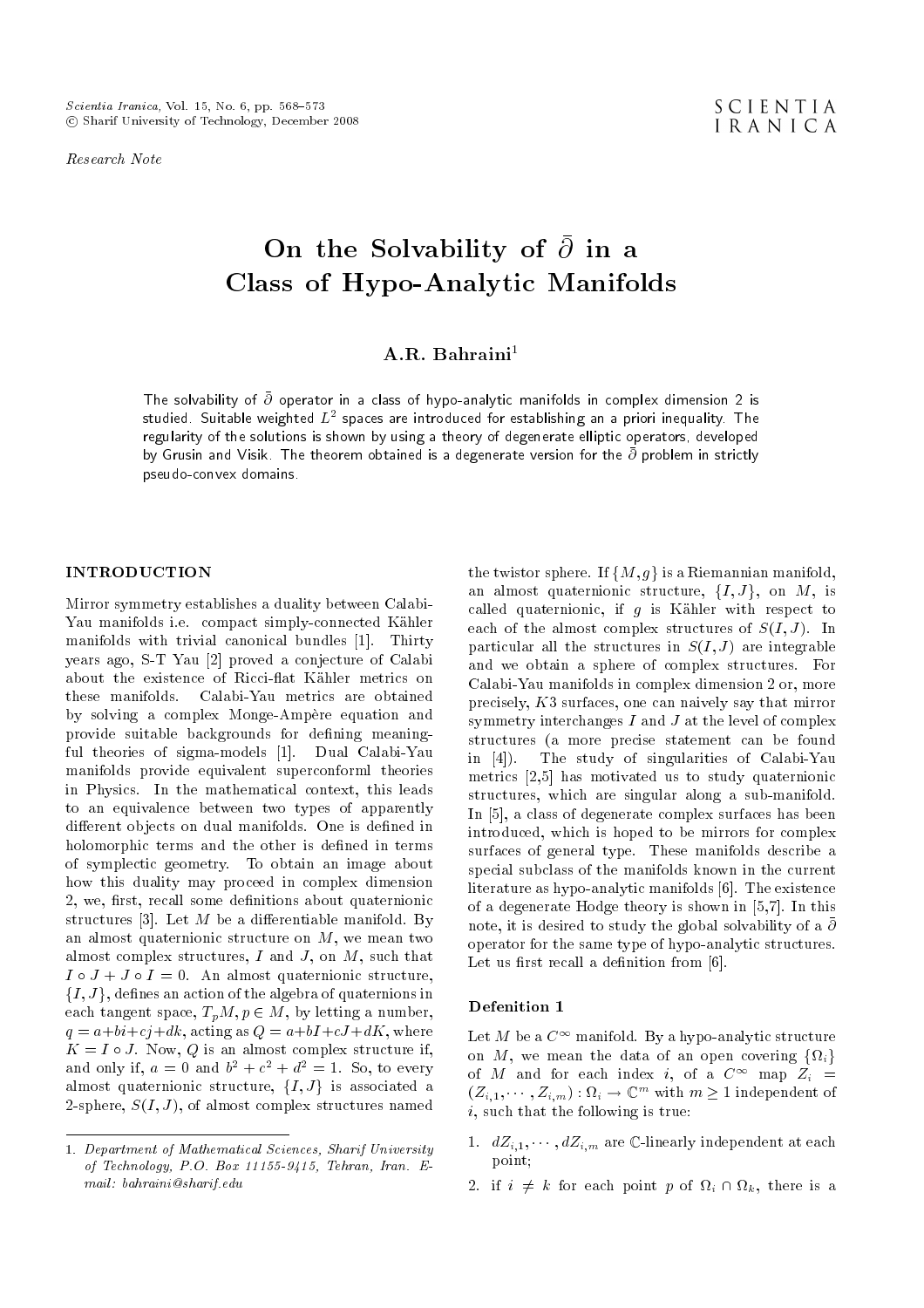*Research Note*

# On the Solvability of $\bar{\partial}$ in a Class of Hypo-Analytic Manifolds

**A.R. Bahraini**[1]

The solvability of $\bar{\partial}$ operator in a class of hypo-analytic manifolds in complex dimension 2 is studied. Suitable weighted $L^2$ spaces are introduced for establishing an a priori inequality. The regularity of the solutions is shown by using a theory of degenerate elliptic operators, developed by Grusin and Visik. The theorem obtained is a degenerate version for the $\bar{\partial}$ problem in strictly pseudo-convex domains.

## INTRODUCTION

Mirror symmetry establishes a duality between Calabi-Yau manifolds i.e. compact simply-connected Kähler manifolds with trivial canonical bundles [1]. Thirty years ago, S-T Yau [2] proved a conjecture of Calabi about the existence of Ricci-flat Kähler metrics on these manifolds. Calabi-Yau metrics are obtained by solving a complex Monge-Ampère equation and provide suitable backgrounds for defining meaningful theories of sigma-models [1]. Dual Calabi-Yau manifolds provide equivalent superconforml theories in Physics. In the mathematical context, this leads to an equivalence between two types of apparently different objects on dual manifolds. One is defined in holomorphic terms and the other is defined in terms of symplectic geometry. To obtain an image about how this duality may proceed in complex dimension 2, we, first, recall some definitions about quaternionic structures [3]. Let $M$ be a differentiable manifold. By an almost quaternionic structure on $M$, we mean two almost complex structures, $I$ and $J$, on $M$, such that $I \circ J + J \circ I = 0$. An almost quaternionic structure, $\{I, J\}$, defines an action of the algebra of quaternions in each tangent space, $T_pM, p \in M$, by letting a number, $q = a+bi+cj+dk$, acting as $Q = a+bI+cJ+dK$, where $K = I \circ J$. Now, $Q$ is an almost complex structure if, and only if, $a = 0$ and $b^2 + c^2 + d^2 = 1$. So, to every almost quaternionic structure, $\{I, J\}$ is associated a 2-sphere, $S(I, J)$, of almost complex structures named the twistor sphere. If $\{M, g\}$ is a Riemannian manifold, an almost quaternionic structure, $\{I, J\}$, on $M$, is called quaternionic, if $g$ is Kähler with respect to each of the almost complex structures of $S(I, J)$. In particular all the structures in $S(I, J)$ are integrable and we obtain a sphere of complex structures. For Calabi-Yau manifolds in complex dimension 2 or, more precisely, $K3$ surfaces, one can naively say that mirror symmetry interchanges $I$ and $J$ at the level of complex structures (a more precise statement can be found in [4]). The study of singularities of Calabi-Yau metrics [2,5] has motivated us to study quaternionic structures, which are singular along a sub-manifold. In [5], a class of degenerate complex surfaces has been introduced, which is hoped to be mirrors for complex surfaces of general type. These manifolds describe a special subclass of the manifolds known in the current literature as hypo-analytic manifolds [6]. The existence of a degenerate Hodge theory is shown in [5,7]. In this note, it is desired to study the global solvability of a $\bar{\partial}$ operator for the same type of hypo-analytic structures. Let us first recall a definition from [6].

### Defenition 1

Let $M$ be a $C^\infty$ manifold. By a hypo-analytic structure on $M$, we mean the data of an open covering $\{\Omega_i\}$ of $M$ and for each index $i$, of a $C^\infty$ map $Z_i = (Z_{i,1}, \cdots, Z_{i,m}) : \Omega_i \to \mathbb{C}^m$ with $m \geq 1$ independent of $i$, such that the following is true:

1. $dZ_{i,1}, \cdots, dZ_{i,m}$ are $\mathbb{C}$-linearly independent at each point;
2. if $i \neq k$ for each point $p$ of $\Omega_i \cap \Omega_k$, there is a

1. *Department of Mathematical Sciences, Sharif University of Technology, P.O. Box 11155-9415, Tehran, Iran. E-mail: bahraini@sharif.edu*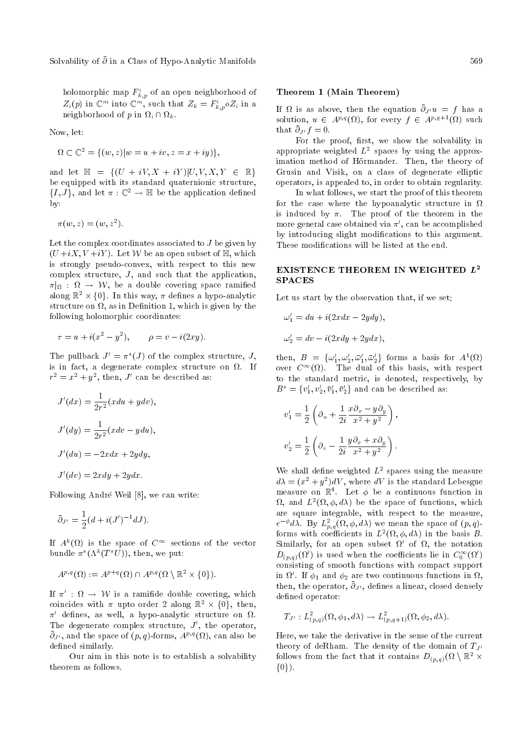holomorphic map $F^i_{k,p}$ of an open neighborhood of $Z_i(p)$ in $\mathbb{C}^m$ into $\mathbb{C}^m$, such that $Z_k = F^i_{k,p} o Z_i$ in a neighborhood of $p$ in $\Omega_i \cap \Omega_k$.

Now, let:

$$\Omega \subset \mathbb{C}^2 = \{(w,z) | w = u + iv, z = x + iy)\},$$

and let $\mathbb{H} = \{(U + iV, X + iY) | U, V, X, Y \in \mathbb{R}\}$ be equipped with its standard quaternionic structure, $\{I, J\}$, and let $\pi : \mathbb{C}^2 \to \mathbb{H}$ be the application defined by:

$$\pi(w,z) = (w, z^2).$$

Let the complex coordinates associated to $J$ be given by $(U + iX, V + iY)$. Let $\mathcal{W}$ be an open subset of $\mathbb{H}$, which is strongly pseudo-convex, with respect to this new complex structure, $J$, and such that the application, $\pi|_\Omega : \Omega \to \mathcal{W}$, be a double covering space ramified along $\mathbb{R}^2 \times \{0\}$. In this way, $\pi$ defines a hypo-analytic structure on $\Omega$, as in Definition 1, which is given by the following holomorphic coordinates:

$$\tau = u + i(x^2 - y^2), \qquad \rho = v - i(2xy).$$

The pullback $J' = \pi^*(J)$ of the complex structure, $J$, is in fact, a degenerate complex structure on $\Omega$. If $r^2 = x^2 + y^2$, then, $J'$ can be described as:

$$J'(dx) = \frac{1}{2r^2}(xdu + ydv),$$

$$J'(dy) = \frac{1}{2r^2}(xdv - ydu),$$

$$J'(du) = -2xdx + 2ydy,$$

$$J'(dv) = 2xdy + 2ydx.$$

Following André Weil [8], we can write:

$$\bar{\partial}_{J'} = \frac{1}{2}(d + i(J')^{-1} dJ).$$

If $A^k(\Omega)$ is the space of $C^\infty$ sections of the vector bundle $\pi^*(\Lambda^k(T^*U))$, then, we put:

$$A^{p,q}(\Omega) := A^{p+q}(\Omega) \cap A^{p,q}(\Omega \setminus \mathbb{R}^2 \times \{0\}).$$

If $\pi' : \Omega \to \mathcal{W}$ is a ramifide double covering, which coincides with $\pi$ upto order 2 along $\mathbb{R}^2 \times \{0\}$, then, $\pi'$ defines, as well, a hypo-analytic structure on $\Omega$. The degenerate complex structure, $J'$, the operator, $\bar{\partial}_{J'}$, and the space of $(p,q)$-forms, $A^{p,q}(\Omega)$, can also be defined similarly.

Our aim in this note is to establish a solvability theorem as follows.

**Theorem 1 (Main Theorem)**

If $\Omega$ is as above, then the equation $\bar{\partial}_{J'} u = f$ has a solution, $u \in A^{p,q}(\Omega)$, for every $f \in A^{p,q+1}(\Omega)$ such that $\bar{\partial}_{J'} f = 0$.

For the proof, first, we show the solvability in appropriate weighted $L^2$ spaces by using the approximation method of Hörmander. Then, the theory of Grusin and Visik, on a class of degenerate elliptic operators, is appealed to, in order to obtain regularity.

In what follows, we start the proof of this theorem for the case where the hypoanalytic structure in $\Omega$ is induced by $\pi$. The proof of the theorem in the more general case obtained via $\pi'$, can be accomplished by introducing slight modifications to this argument. These modifications will be listed at the end.

## EXISTENCE THEOREM IN WEIGHTED $L^2$ SPACES

Let us start by the observation that, if we set;

$$\omega'_1 = du + i(2xdx - 2ydy),$$

$$\omega'_2 = dv - i(2xdy + 2ydx),$$

then, $B = \{\omega'_1, \omega'_2, \bar{\omega}'_1, \bar{\omega}'_2\}$ forms a basis for $A^1(\Omega)$ over $C^\infty(\Omega)$. The dual of this basis, with respect to the standard metric, is denoted, respectively, by $B^* = \{v'_1, v'_2, \bar{v}'_1, \bar{v}'_2\}$ and can be described as:

$$v'_1 = \frac{1}{2}\left(\partial_u + \frac{1}{2i}\frac{x\partial_x - y\partial_y}{x^2 + y^2}\right),$$

$$v'_2 = \frac{1}{2}\left(\partial_v - \frac{1}{2i}\frac{y\partial_x + x\partial_y}{x^2 + y^2}\right).$$

We shall define weighted $L^2$ spaces using the measure $d\lambda = (x^2 + y^2) dV$, where $dV$ is the standard Lebesgue measure on $\mathbb{R}^4$. Let $\phi$ be a continuous function in $\Omega$, and $L^2(\Omega, \phi, d\lambda)$ be the space of functions, which are square integrable, with respect to the measure, $e^{-\phi} d\lambda$. By $L^2_{p,q}(\Omega, \phi, d\lambda)$ we mean the space of $(p,q)$-forms with coefficients in $L^2(\Omega, \phi, d\lambda)$ in the basis $B$. Similarly, for an open subset $\Omega'$ of $\Omega$, the notation $D_{(p,q)}(\Omega')$ is used when the coefficients lie in $C_0^\infty(\Omega')$ consisting of smooth functions with compact support in $\Omega'$. If $\phi_1$ and $\phi_2$ are two continuous functions in $\Omega$, then, the operator, $\bar{\partial}_{J'}$, defines a linear, closed densely defined operator:

$$T_{J'} : L^2_{(p,q)}(\Omega, \phi_1, d\lambda) \to L^2_{(p,q+1)}(\Omega, \phi_2, d\lambda).$$

Here, we take the derivative in the sense of the current theory of deRham. The density of the domain of $T_{J'}$ follows from the fact that it contains $D_{(p,q)}(\Omega \setminus \mathbb{R}^2 \times \{0\})$.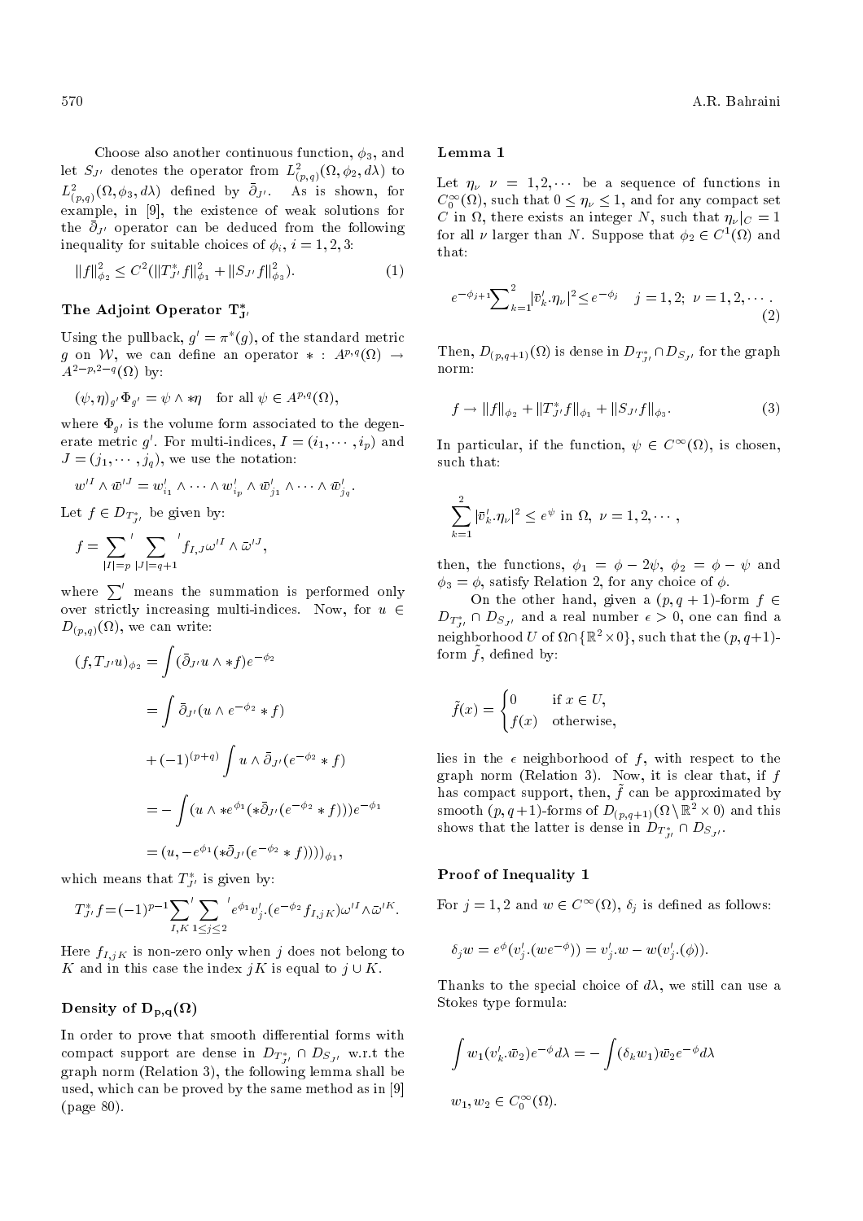Choose also another continuous function, $\phi_3$, and let $S_{J'}$ denotes the operator from $L^2_{(p,q)}(\Omega, \phi_2, d\lambda)$ to $L^2_{(p,q)}(\Omega, \phi_3, d\lambda)$ defined by $\bar{\partial}_{J'}$. As is shown, for example, in [9], the existence of weak solutions for the $\bar{\partial}_{J'}$ operator can be deduced from the following inequality for suitable choices of $\phi_i$, $i = 1, 2, 3$:

$$\|f\|^2_{\phi_2} \leq C^2(\|T^*_{J'}f\|^2_{\phi_1} + \|S_{J'}f\|^2_{\phi_3}). \tag{1}$$

### The Adjoint Operator $\mathbf{T}^*_{\mathbf{J'}}$

Using the pullback, $g' = \pi^*(g)$, of the standard metric $g$ on $\mathcal{W}$, we can define an operator $* : A^{p,q}(\Omega) \to A^{2-p,2-q}(\Omega)$ by:

$$(\psi, \eta)_{g'}\Phi_{g'} = \psi \wedge *\eta \quad \text{for all } \psi \in A^{p,q}(\Omega),$$

where $\Phi_{g'}$ is the volume form associated to the degenerate metric $g'$. For multi-indices, $I = (i_1, \cdots, i_p)$ and $J = (j_1, \cdots, j_q)$, we use the notation:

$$w'^I \wedge \bar{w}'^J = w'_{i_1} \wedge \cdots \wedge w'_{i_p} \wedge \bar{w}'_{j_1} \wedge \cdots \wedge \bar{w}'_{j_q}.$$

Let $f \in D_{T^*_{J'}}$ be given by:

$$f = \sum_{|I|=p}{}' \sum_{|J|=q+1}{}' f_{I,J}\omega'^I \wedge \bar{\omega}'^J,$$

where $\sum'$ means the summation is performed only over strictly increasing multi-indices. Now, for $u \in D_{(p,q)}(\Omega)$, we can write:

$$\begin{aligned}
(f, T_{J'}u)_{\phi_2} &= \int (\bar{\partial}_{J'}u \wedge *f)e^{-\phi_2} \\
&= \int \bar{\partial}_{J'}(u \wedge e^{-\phi_2} * f) \\
&\quad + (-1)^{(p+q)} \int u \wedge \bar{\partial}_{J'}(e^{-\phi_2} * f) \\
&= -\int (u \wedge *e^{\phi_1}(*\bar{\partial}_{J'}(e^{-\phi_2} * f)))e^{-\phi_1} \\
&= (u, -e^{\phi_1}(*\bar{\partial}_{J'}(e^{-\phi_2} * f))))_{\phi_1},
\end{aligned}$$

which means that $T^*_{J'}$ is given by:

$$T^*_{J'}f = (-1)^{p-1} \sum_{I,K}{}' \sum_{1 \leq j \leq 2}{}' e^{\phi_1} v'_j.(e^{-\phi_2} f_{I,jK})\omega'^I \wedge \bar{\omega}'^K.$$

Here $f_{I,jK}$ is non-zero only when $j$ does not belong to $K$ and in this case the index $jK$ is equal to $j \cup K$.

### Density of $\mathbf{D_{p,q}(\Omega)}$

In order to prove that smooth differential forms with compact support are dense in $D_{T^*_{J'}} \cap D_{S_{J'}}$ w.r.t the graph norm (Relation 3), the following lemma shall be used, which can be proved by the same method as in [9] (page 80).

### Lemma 1

Let $\eta_\nu$ $\nu = 1, 2, \cdots$ be a sequence of functions in $C^\infty_0(\Omega)$, such that $0 \leq \eta_\nu \leq 1$, and for any compact set $C$ in $\Omega$, there exists an integer $N$, such that $\eta_\nu|_C = 1$ for all $\nu$ larger than $N$. Suppose that $\phi_2 \in C^1(\Omega)$ and that:

$$e^{-\phi_{j+1}} \sum_{k=1}^{2} |\bar{v}'_k.\eta_\nu|^2 \leq e^{-\phi_j} \quad j = 1, 2;\ \nu = 1, 2, \cdots. \tag{2}$$

Then, $D_{(p,q+1)}(\Omega)$ is dense in $D_{T^*_{J'}} \cap D_{S_{J'}}$ for the graph norm:

$$f \to \|f\|_{\phi_2} + \|T^*_{J'}f\|_{\phi_1} + \|S_{J'}f\|_{\phi_3}. \tag{3}$$

In particular, if the function, $\psi \in C^\infty(\Omega)$, is chosen, such that:

$$\sum_{k=1}^{2} |\bar{v}'_k.\eta_\nu|^2 \leq e^{\psi} \text{ in } \Omega,\ \nu = 1, 2, \cdots,$$

then, the functions, $\phi_1 = \phi - 2\psi$, $\phi_2 = \phi - \psi$ and $\phi_3 = \phi$, satisfy Relation 2, for any choice of $\phi$.

On the other hand, given a $(p, q+1)$-form $f \in D_{T^*_{J'}} \cap D_{S_{J'}}$ and a real number $\epsilon > 0$, one can find a neighborhood $U$ of $\Omega \cap \{\mathbb{R}^2 \times 0\}$, such that the $(p, q+1)$-form $\tilde{f}$, defined by:

$$\tilde{f}(x) = \begin{cases} 0 & \text{if } x \in U, \\ f(x) & \text{otherwise,} \end{cases}$$

lies in the $\epsilon$ neighborhood of $f$, with respect to the graph norm (Relation 3). Now, it is clear that, if $f$ has compact support, then, $\tilde{f}$ can be approximated by smooth $(p, q+1)$-forms of $D_{(p,q+1)}(\Omega \setminus \mathbb{R}^2 \times 0)$ and this shows that the latter is dense in $D_{T^*_{J'}} \cap D_{S_{J'}}$.

### Proof of Inequality 1

For $j = 1, 2$ and $w \in C^\infty(\Omega)$, $\delta_j$ is defined as follows:

$$\delta_j w = e^{\phi}(v'_j.(we^{-\phi})) = v'_j.w - w(v'_j.(\phi)).$$

Thanks to the special choice of $d\lambda$, we still can use a Stokes type formula:

$$\int w_1(v'_k.\bar{w}_2)e^{-\phi}d\lambda = -\int (\delta_k w_1)\bar{w}_2 e^{-\phi}d\lambda$$

$$w_1, w_2 \in C^\infty_0(\Omega).$$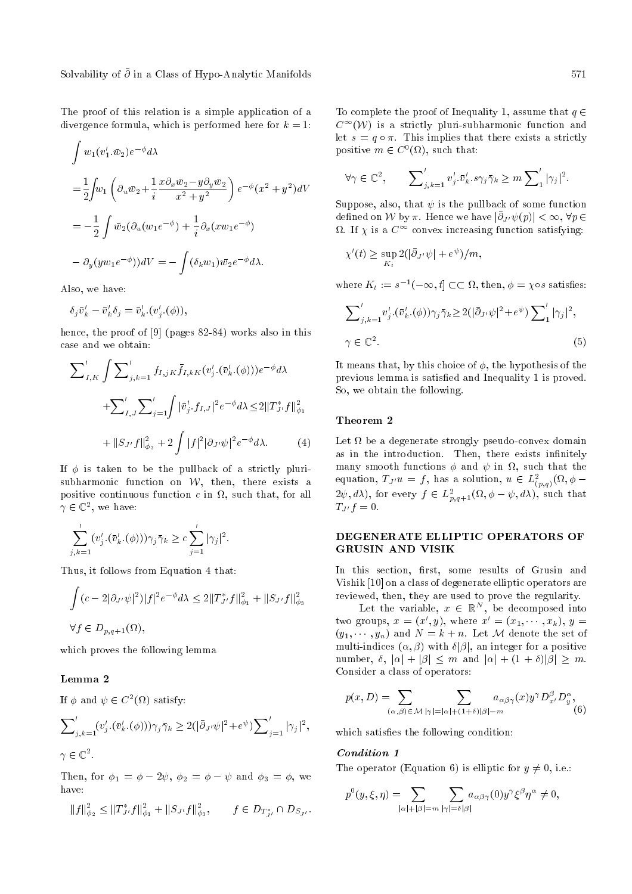The proof of this relation is a simple application of a divergence formula, which is performed here for $k=1$:

$$\int w_1(v_1'.\bar{w}_2)e^{-\phi}d\lambda$$

$$=\frac{1}{2}\int w_1\left(\partial_u\bar{w}_2+\frac{1}{i}\frac{x\partial_x\bar{w}_2-y\partial_y\bar{w}_2}{x^2+y^2}\right)e^{-\phi}(x^2+y^2)dV$$

$$=-\frac{1}{2}\int \bar{w}_2(\partial_u(w_1e^{-\phi})+\frac{1}{i}\partial_x(xw_1e^{-\phi})$$

$$-\partial_y(yw_1e^{-\phi}))dV=-\int(\delta_k w_1)\bar{w}_2e^{-\phi}d\lambda.$$

Also, we have:

$$\delta_j\bar{v}_k'-\bar{v}_k'\delta_j=\bar{v}_k'.(v_j'.(\phi)),$$

hence, the proof of [9] (pages 82-84) works also in this case and we obtain:

$$\sum\nolimits_{I,K}'\int\sum\nolimits_{j,k=1}' f_{I,jK}\bar{f}_{I,kK}(v_j'.(\bar{v}_k'.(\phi)))e^{-\phi}d\lambda$$

$$+\sum\nolimits_{I,J}'\sum\nolimits_{j=1}'\int|\bar{v}_j'.f_{I,J}|^2e^{-\phi}d\lambda\leq 2\|T_{J'}^*f\|_{\phi_1}^2$$

$$+\|S_{J'}f\|_{\phi_3}^2+2\int|f|^2|\partial_{J'}\psi|^2e^{-\phi}d\lambda. \qquad (4)$$

If $\phi$ is taken to be the pullback of a strictly pluri-subharmonic function on $\mathcal{W}$, then, there exists a positive continuous function $c$ in $\Omega$, such that, for all $\gamma\in\mathbb{C}^2$, we have:

$$\sum_{j,k=1}^{'}(v_j'.(\bar{v}_k'.(\phi)))\gamma_j\bar{\gamma}_k\geq c\sum_{j=1}^{'}|\gamma_j|^2.$$

Thus, it follows from Equation 4 that:

$$\int(c-2|\partial_{J'}\psi|^2)|f|^2e^{-\phi}d\lambda\leq 2\|T_{J'}^*f\|_{\phi_1}^2+\|S_{J'}f\|_{\phi_3}^2$$

$$\forall f\in D_{p,q+1}(\Omega),$$

which proves the following lemma

### Lemma 2

If $\phi$ and $\psi\in C^2(\Omega)$ satisfy:

$$\sum\nolimits_{j,k=1}'(v_j'.(\bar{v}_k'.(\phi)))\gamma_j\bar{\gamma}_k\geq 2(|\bar{\partial}_{J'}\psi|^2+e^{\psi})\sum\nolimits_{j=1}'|\gamma_j|^2,$$

$$\gamma\in\mathbb{C}^2.$$

Then, for $\phi_1=\phi-2\psi$, $\phi_2=\phi-\psi$ and $\phi_3=\phi$, we have:

$$\|f\|_{\phi_2}^2\leq\|T_{J'}^*f\|_{\phi_1}^2+\|S_{J'}f\|_{\phi_3}^2, \qquad f\in D_{T_{J'}^*}\cap D_{S_{J'}}.$$

To complete the proof of Inequality 1, assume that $q\in C^\infty(\mathcal{W})$ is a strictly pluri-subharmonic function and let $s=q\circ\pi$. This implies that there exists a strictly positive $m\in C^0(\Omega)$, such that:

$$\forall\gamma\in\mathbb{C}^2, \qquad \sum\nolimits_{j,k=1}'v_j'.\bar{v}_k'.s\gamma_j\bar{\gamma}_k\geq m\sum\nolimits_1'|\gamma_j|^2.$$

Suppose, also, that $\psi$ is the pullback of some function defined on $\mathcal{W}$ by $\pi$. Hence we have $|\bar{\partial}_{J'}\psi(p)|<\infty$, $\forall p\in\Omega$. If $\chi$ is a $C^\infty$ convex increasing function satisfying:

$$\chi'(t)\geq\sup_{K_t}2(|\bar{\partial}_{J'}\psi|+e^{\psi})/m,$$

where $K_t:=s^{-1}(-\infty,t]\subset\subset\Omega$, then, $\phi=\chi\circ s$ satisfies:

$$\sum\nolimits_{j,k=1}'v_j'.(\bar{v}_k'.(\phi))\gamma_j\bar{\gamma}_k\geq 2(|\bar{\partial}_{J'}\psi|^2+e^{\psi})\sum\nolimits_1'|\gamma_j|^2,$$

$$\gamma\in\mathbb{C}^2. \qquad (5)$$

It means that, by this choice of $\phi$, the hypothesis of the previous lemma is satisfied and Inequality 1 is proved. So, we obtain the following.

### Theorem 2

Let $\Omega$ be a degenerate strongly pseudo-convex domain as in the introduction. Then, there exists infinitely many smooth functions $\phi$ and $\psi$ in $\Omega$, such that the equation, $T_{J'}u=f$, has a solution, $u\in L^2_{(p,q)}(\Omega,\phi-2\psi,d\lambda)$, for every $f\in L^2_{p,q+1}(\Omega,\phi-\psi,d\lambda)$, such that $T_{J'}f=0$.

## DEGENERATE ELLIPTIC OPERATORS OF GRUSIN AND VISIK

In this section, first, some results of Grusin and Vishik [10] on a class of degenerate elliptic operators are reviewed, then, they are used to prove the regularity.

Let the variable, $x\in\mathbb{R}^N$, be decomposed into two groups, $x=(x',y)$, where $x'=(x_1,\cdots,x_k)$, $y=(y_1,\cdots,y_n)$ and $N=k+n$. Let $\mathcal{M}$ denote the set of multi-indices $(\alpha,\beta)$ with $\delta|\beta|$, an integer for a positive number, $\delta$, $|\alpha|+|\beta|\leq m$ and $|\alpha|+(1+\delta)|\beta|\geq m$. Consider a class of operators:

$$p(x,D)=\sum_{(\alpha,\beta)\in\mathcal{M}}\sum_{|\gamma|=|\alpha|+(1+\delta)|\beta|-m}a_{\alpha\beta\gamma}(x)y^\gamma D_{x'}^\beta D_y^\alpha, \qquad (6)$$

which satisfies the following condition:

#### *Condition 1*

The operator (Equation 6) is elliptic for $y\neq 0$, i.e.:

$$p^0(y,\xi,\eta)=\sum_{|\alpha|+|\beta|=m}\sum_{|\gamma|=\delta|\beta|}a_{\alpha\beta\gamma}(0)y^\gamma\xi^\beta\eta^\alpha\neq 0,$$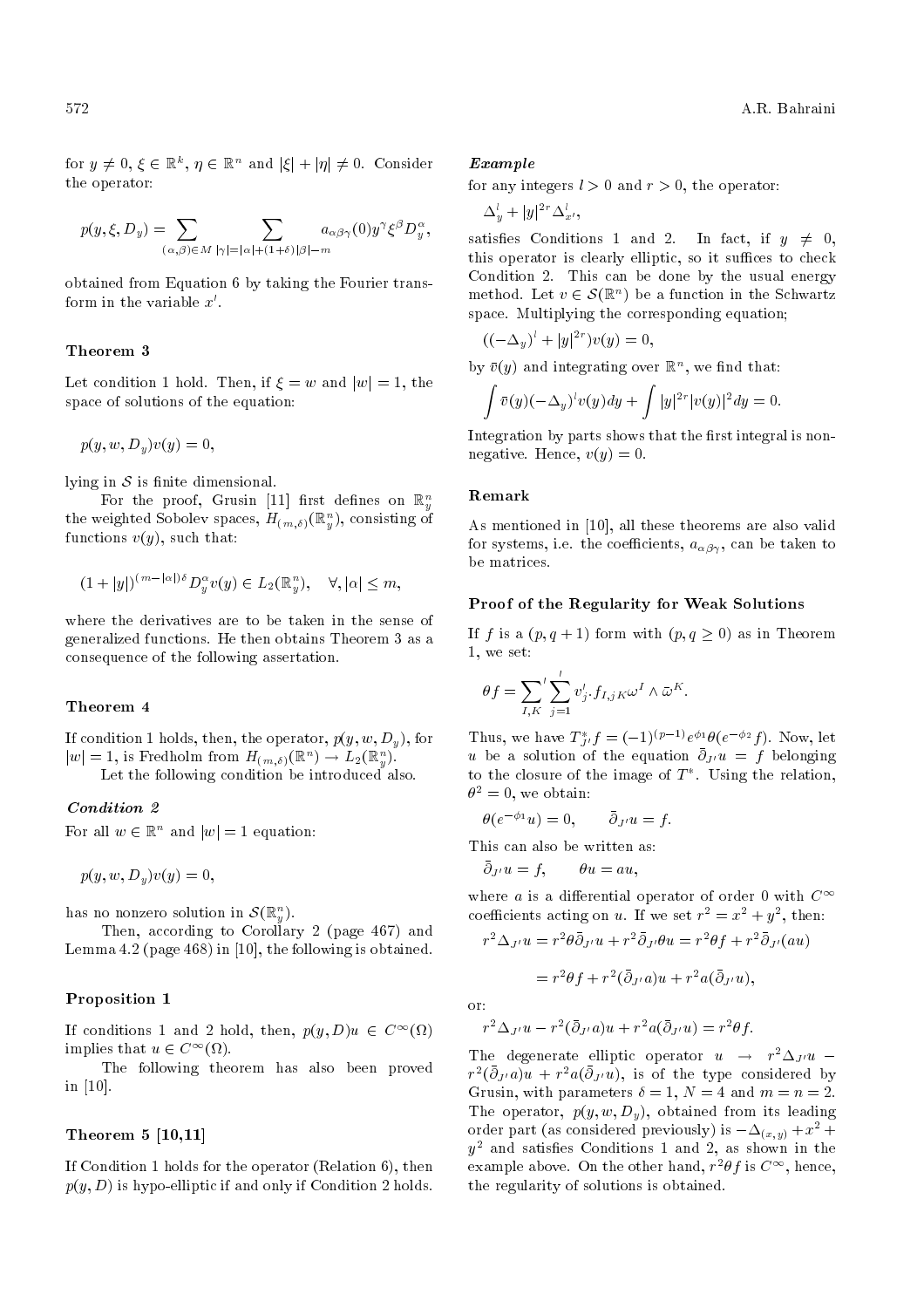for $y \neq 0$, $\xi \in \mathbb{R}^k$, $\eta \in \mathbb{R}^n$ and $|\xi| + |\eta| \neq 0$. Consider the operator:

$$p(y, \xi, D_y) = \sum_{(\alpha,\beta)\in M} \sum_{|\gamma|=|\alpha|+(1+\delta)|\beta|-m} a_{\alpha\beta\gamma}(0) y^\gamma \xi^\beta D_y^\alpha,$$

obtained from Equation 6 by taking the Fourier transform in the variable $x'$.

### Theorem 3

Let condition 1 hold. Then, if $\xi = w$ and $|w| = 1$, the space of solutions of the equation:

$$p(y, w, D_y)v(y) = 0,$$

lying in $\mathcal{S}$ is finite dimensional.

For the proof, Grusin [11] first defines on $\mathbb{R}^n_y$ the weighted Sobolev spaces, $H_{(m,\delta)}(\mathbb{R}^n_y)$, consisting of functions $v(y)$, such that:

$$(1 + |y|)^{(m-|\alpha|)\delta} D_y^\alpha v(y) \in L_2(\mathbb{R}^n_y), \quad \forall, |\alpha| \leq m,$$

where the derivatives are to be taken in the sense of generalized functions. He then obtains Theorem 3 as a consequence of the following assertation.

### Theorem 4

If condition 1 holds, then, the operator, $p(y, w, D_y)$, for $|w| = 1$, is Fredholm from $H_{(m,\delta)}(\mathbb{R}^n) \to L_2(\mathbb{R}^n_y)$.

Let the following condition be introduced also.

#### *Condition 2*

For all $w \in \mathbb{R}^n$ and $|w| = 1$ equation:

$$p(y, w, D_y)v(y) = 0,$$

has no nonzero solution in $\mathcal{S}(\mathbb{R}^n_y)$.

Then, according to Corollary 2 (page 467) and Lemma 4.2 (page 468) in [10], the following is obtained.

### Proposition 1

If conditions 1 and 2 hold, then, $p(y, D)u \in C^\infty(\Omega)$ implies that $u \in C^\infty(\Omega)$.

The following theorem has also been proved in [10].

### Theorem 5 [10,11]

If Condition 1 holds for the operator (Relation 6), then $p(y, D)$ is hypo-elliptic if and only if Condition 2 holds.

#### *Example*

for any integers $l > 0$ and $r > 0$, the operator:

$$\Delta_y^l + |y|^{2r} \Delta_{x'}^l,$$

satisfies Conditions 1 and 2. In fact, if $y \neq 0$, this operator is clearly elliptic, so it suffices to check Condition 2. This can be done by the usual energy method. Let $v \in \mathcal{S}(\mathbb{R}^n)$ be a function in the Schwartz space. Multiplying the corresponding equation;

$$((-\Delta_y)^l + |y|^{2r})v(y) = 0,$$

by $\bar{v}(y)$ and integrating over $\mathbb{R}^n$, we find that:

$$\int \bar{v}(y)(-\Delta_y)^l v(y) dy + \int |y|^{2r} |v(y)|^2 dy = 0.$$

Integration by parts shows that the first integral is nonnegative. Hence, $v(y) = 0$.

### Remark

As mentioned in [10], all these theorems are also valid for systems, i.e. the coefficients, $a_{\alpha\beta\gamma}$, can be taken to be matrices.

### Proof of the Regularity for Weak Solutions

If $f$ is a $(p, q + 1)$ form with $(p, q \geq 0)$ as in Theorem 1, we set:

$$\theta f = \sum_{I,K}{}' \sum_{j=1}^{l} v'_j . f_{I,jK} \omega^I \wedge \bar{\omega}^K.$$

Thus, we have $T^*_{J'} f = (-1)^{(p-1)} e^{\phi_1} \theta(e^{-\phi_2} f)$. Now, let $u$ be a solution of the equation $\bar{\partial}_{J'} u = f$ belonging to the closure of the image of $T^*$. Using the relation, $\theta^2 = 0$, we obtain:

$$\theta(e^{-\phi_1} u) = 0, \qquad \bar{\partial}_{J'} u = f.$$

This can also be written as:

$$\bar{\partial}_{J'} u = f, \qquad \theta u = au,$$

where $a$ is a differential operator of order 0 with $C^\infty$ coefficients acting on $u$. If we set $r^2 = x^2 + y^2$, then:

$$r^2 \Delta_{J'} u = r^2 \theta \bar{\partial}_{J'} u + r^2 \bar{\partial}_{J'} \theta u = r^2 \theta f + r^2 \bar{\partial}_{J'}(au)$$

$$= r^2 \theta f + r^2 (\bar{\partial}_{J'} a) u + r^2 a (\bar{\partial}_{J'} u),$$

or:

$$r^2 \Delta_{J'} u - r^2 (\bar{\partial}_{J'} a) u + r^2 a (\bar{\partial}_{J'} u) = r^2 \theta f.$$

The degenerate elliptic operator $u \rightarrow r^2 \Delta_{J'} u - r^2 (\bar{\partial}_{J'} a) u + r^2 a (\bar{\partial}_{J'} u)$, is of the type considered by Grusin, with parameters $\delta = 1$, $N = 4$ and $m = n = 2$. The operator, $p(y, w, D_y)$, obtained from its leading order part (as considered previously) is $-\Delta_{(x,y)} + x^2 + y^2$ and satisfies Conditions 1 and 2, as shown in the example above. On the other hand, $r^2 \theta f$ is $C^\infty$, hence, the regularity of solutions is obtained.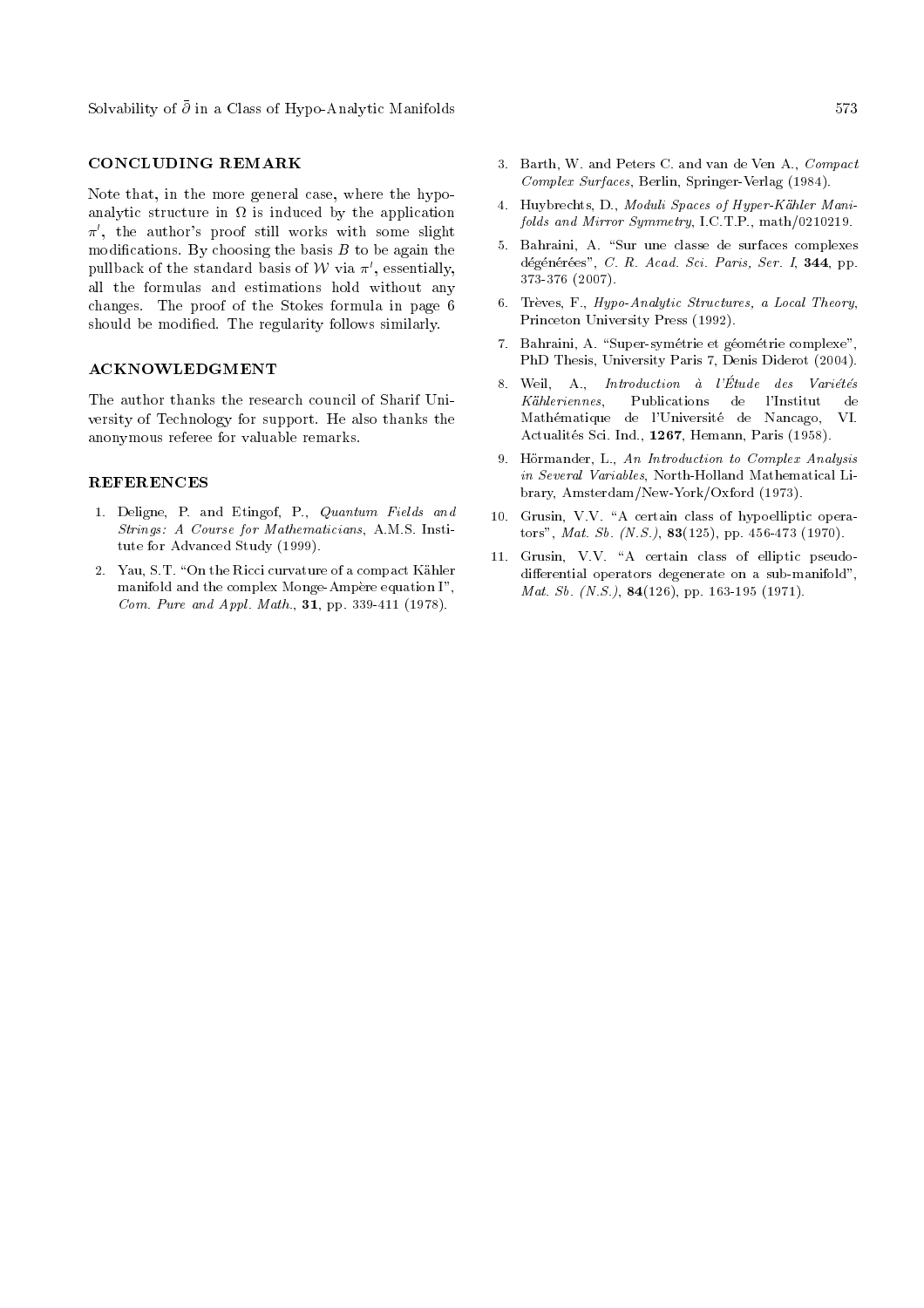## CONCLUDING REMARK

Note that, in the more general case, where the hypo-analytic structure in $\Omega$ is induced by the application $\pi'$, the author's proof still works with some slight modifications. By choosing the basis $B$ to be again the pullback of the standard basis of $\mathcal{W}$ via $\pi'$, essentially, all the formulas and estimations hold without any changes. The proof of the Stokes formula in page 6 should be modified. The regularity follows similarly.

## ACKNOWLEDGMENT

The author thanks the research council of Sharif University of Technology for support. He also thanks the anonymous referee for valuable remarks.

## REFERENCES

1. Deligne, P. and Etingof, P., *Quantum Fields and Strings: A Course for Mathematicians*, A.M.S. Institute for Advanced Study (1999).
2. Yau, S.T. "On the Ricci curvature of a compact Kähler manifold and the complex Monge-Ampère equation I", *Com. Pure and Appl. Math.*, **31**, pp. 339-411 (1978).
3. Barth, W. and Peters C. and van de Ven A., *Compact Complex Surfaces*, Berlin, Springer-Verlag (1984).
4. Huybrechts, D., *Moduli Spaces of Hyper-Kähler Manifolds and Mirror Symmetry*, I.C.T.P., math/0210219.
5. Bahraini, A. "Sur une classe de surfaces complexes dégénérées", *C. R. Acad. Sci. Paris, Ser. I*, **344**, pp. 373-376 (2007).
6. Trèves, F., *Hypo-Analytic Structures, a Local Theory*, Princeton University Press (1992).
7. Bahraini, A. "Super-symétrie et géométrie complexe", PhD Thesis, University Paris 7, Denis Diderot (2004).
8. Weil, A., *Introduction à l'Étude des Variétés Kähleriennes*, Publications de l'Institut de Mathématique de l'Université de Nancago, VI. Actualités Sci. Ind., **1267**, Hemann, Paris (1958).
9. Hörmander, L., *An Introduction to Complex Analysis in Several Variables*, North-Holland Mathematical Library, Amsterdam/New-York/Oxford (1973).
10. Grusin, V.V. "A certain class of hypoelliptic operators", *Mat. Sb. (N.S.)*, **83**(125), pp. 456-473 (1970).
11. Grusin, V.V. "A certain class of elliptic pseudodifferential operators degenerate on a sub-manifold", *Mat. Sb. (N.S.)*, **84**(126), pp. 163-195 (1971).